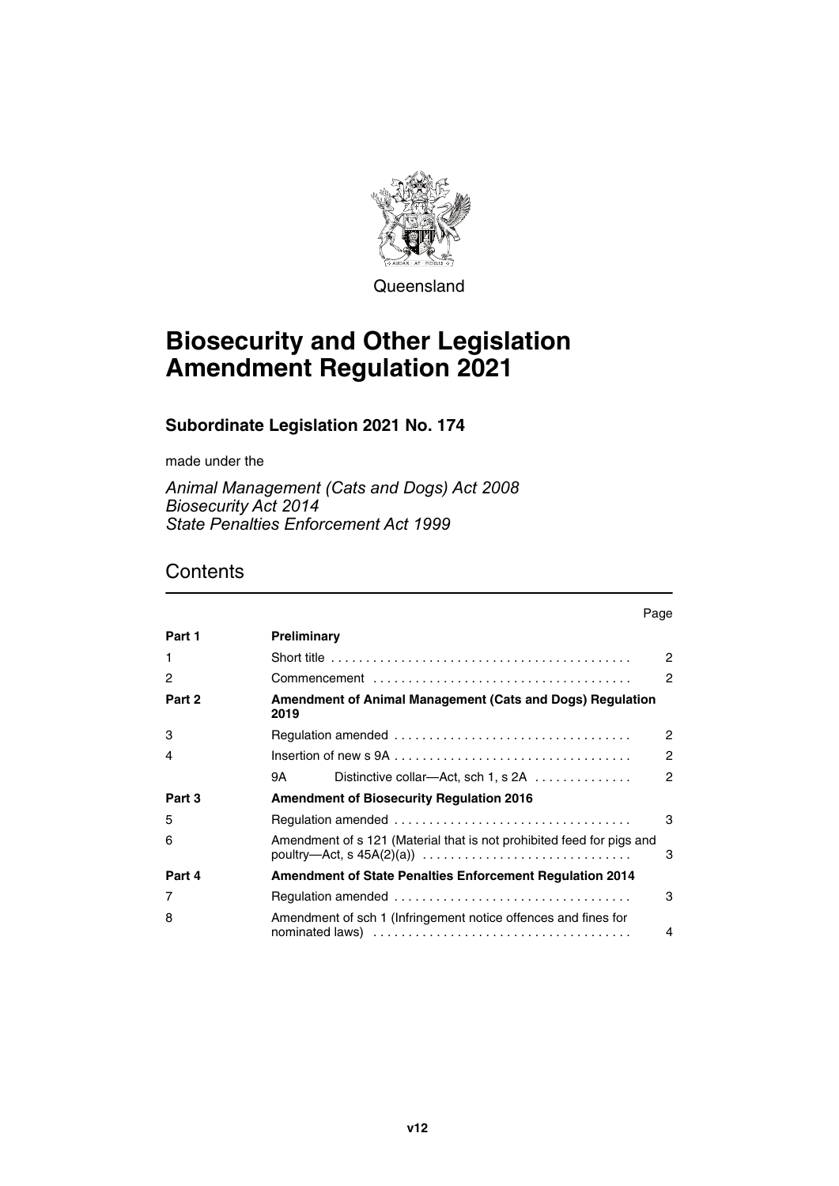Queensland

# Biosecurity and Other Legislation Amendment Regulation 2021

## Subordinate Legislation 2021 No. 174

made under the

*Animal Management (Cats and Dogs) Act 2008*
*Biosecurity Act 2014*
*State Penalties Enforcement Act 1999*

## Contents

| | | Page |
|---|---|---|
| **Part 1** | **Preliminary** | |
| 1 | Short title | 2 |
| 2 | Commencement | 2 |
| **Part 2** | **Amendment of Animal Management (Cats and Dogs) Regulation 2019** | |
| 3 | Regulation amended | 2 |
| 4 | Insertion of new s 9A | 2 |
| | 9A Distinctive collar—Act, sch 1, s 2A | 2 |
| **Part 3** | **Amendment of Biosecurity Regulation 2016** | |
| 5 | Regulation amended | 3 |
| 6 | Amendment of s 121 (Material that is not prohibited feed for pigs and poultry—Act, s 45A(2)(a)) | 3 |
| **Part 4** | **Amendment of State Penalties Enforcement Regulation 2014** | |
| 7 | Regulation amended | 3 |
| 8 | Amendment of sch 1 (Infringement notice offences and fines for nominated laws) | 4 |

v12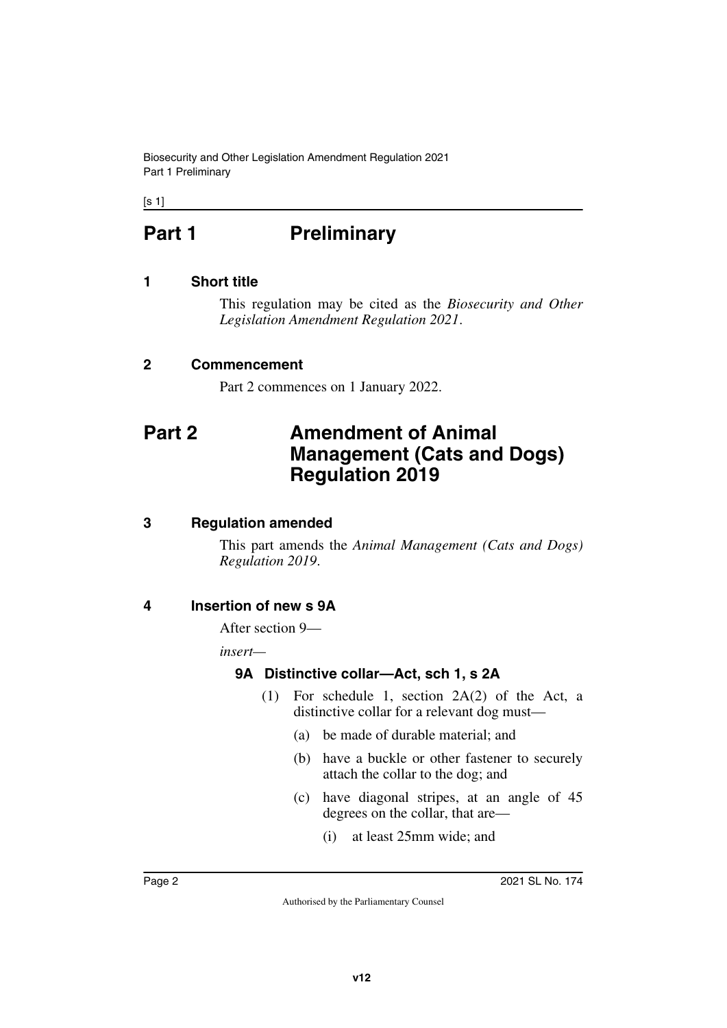# Part 1 Preliminary

## 1 Short title

This regulation may be cited as the *Biosecurity and Other Legislation Amendment Regulation 2021*.

## 2 Commencement

Part 2 commences on 1 January 2022.

# Part 2 Amendment of Animal Management (Cats and Dogs) Regulation 2019

## 3 Regulation amended

This part amends the *Animal Management (Cats and Dogs) Regulation 2019*.

## 4 Insertion of new s 9A

After section 9—

*insert*—

### 9A Distinctive collar—Act, sch 1, s 2A

(1) For schedule 1, section 2A(2) of the Act, a distinctive collar for a relevant dog must—

(a) be made of durable material; and

(b) have a buckle or other fastener to securely attach the collar to the dog; and

(c) have diagonal stripes, at an angle of 45 degrees on the collar, that are—

(i) at least 25mm wide; and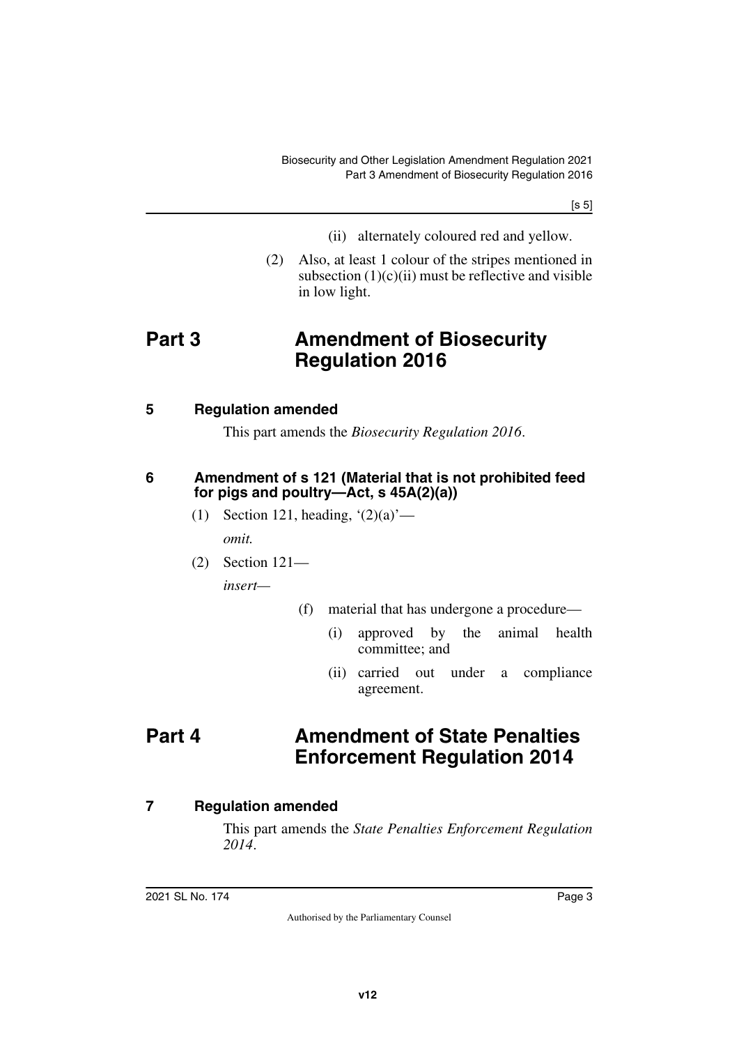(ii) alternately coloured red and yellow.

(2) Also, at least 1 colour of the stripes mentioned in subsection (1)(c)(ii) must be reflective and visible in low light.

# Part 3 Amendment of Biosecurity Regulation 2016

### 5 Regulation amended

This part amends the *Biosecurity Regulation 2016*.

### 6 Amendment of s 121 (Material that is not prohibited feed for pigs and poultry—Act, s 45A(2)(a))

(1) Section 121, heading, '(2)(a)'—

*omit.*

(2) Section 121—

*insert—*

(f) material that has undergone a procedure—

(i) approved by the animal health committee; and

(ii) carried out under a compliance agreement.

# Part 4 Amendment of State Penalties Enforcement Regulation 2014

### 7 Regulation amended

This part amends the *State Penalties Enforcement Regulation 2014*.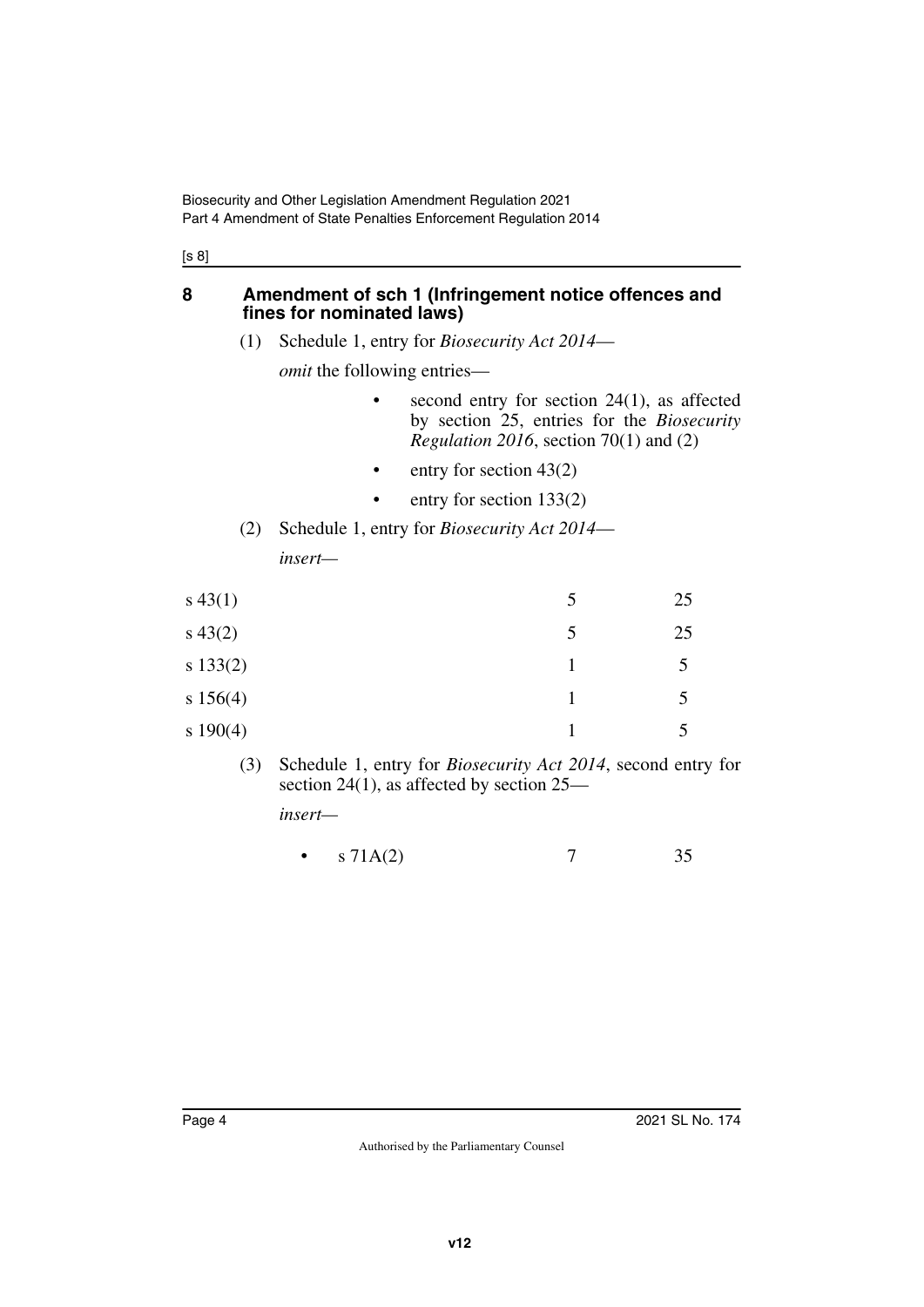## 8 Amendment of sch 1 (Infringement notice offences and fines for nominated laws)

(1) Schedule 1, entry for *Biosecurity Act 2014*—

*omit* the following entries—

- second entry for section 24(1), as affected by section 25, entries for the *Biosecurity Regulation 2016*, section 70(1) and (2)
- entry for section 43(2)
- entry for section 133(2)

(2) Schedule 1, entry for *Biosecurity Act 2014*—

*insert*—

| | | |
|---|---|---|
| s 43(1) | 5 | 25 |
| s 43(2) | 5 | 25 |
| s 133(2) | 1 | 5 |
| s 156(4) | 1 | 5 |
| s 190(4) | 1 | 5 |

(3) Schedule 1, entry for *Biosecurity Act 2014*, second entry for section 24(1), as affected by section 25—

*insert*—

| | | |
|---|---|---|
| • s 71A(2) | 7 | 35 |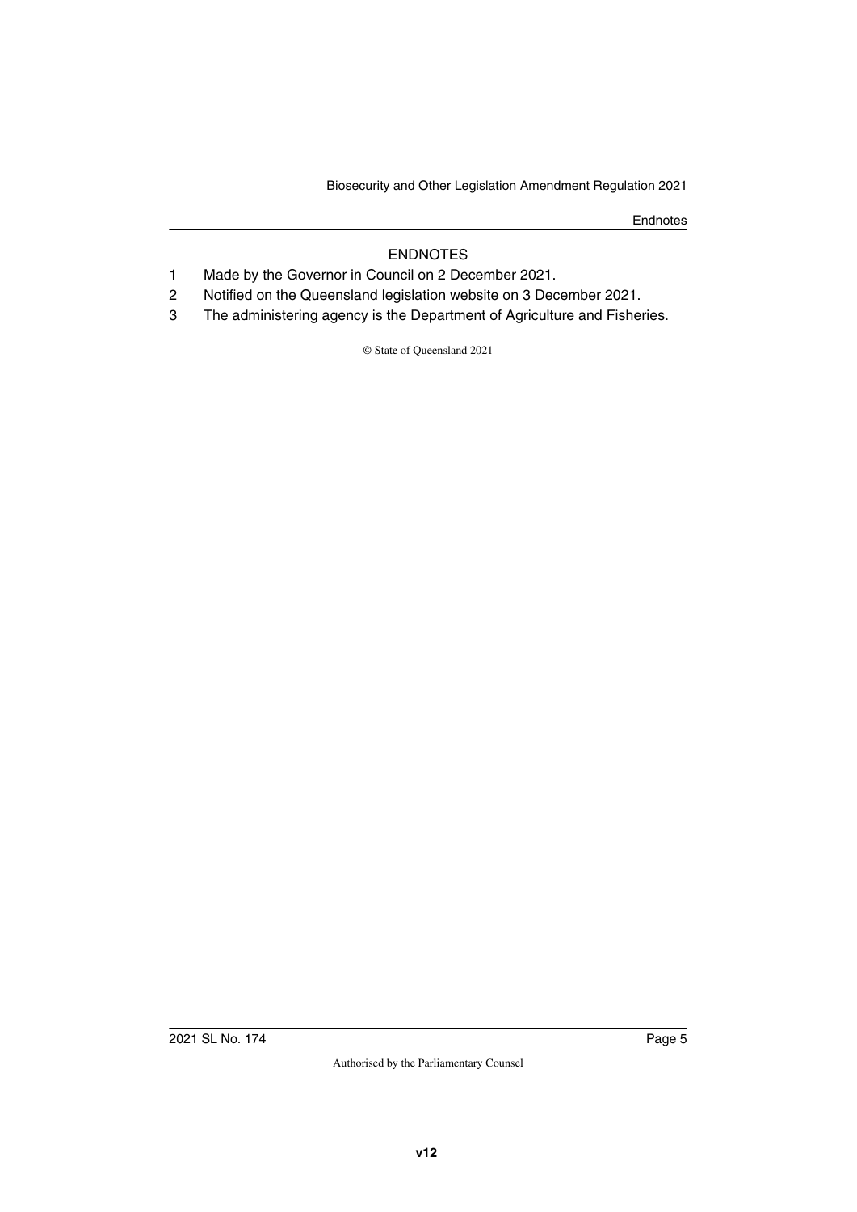## ENDNOTES

1 Made by the Governor in Council on 2 December 2021.

2 Notified on the Queensland legislation website on 3 December 2021.

3 The administering agency is the Department of Agriculture and Fisheries.

© State of Queensland 2021